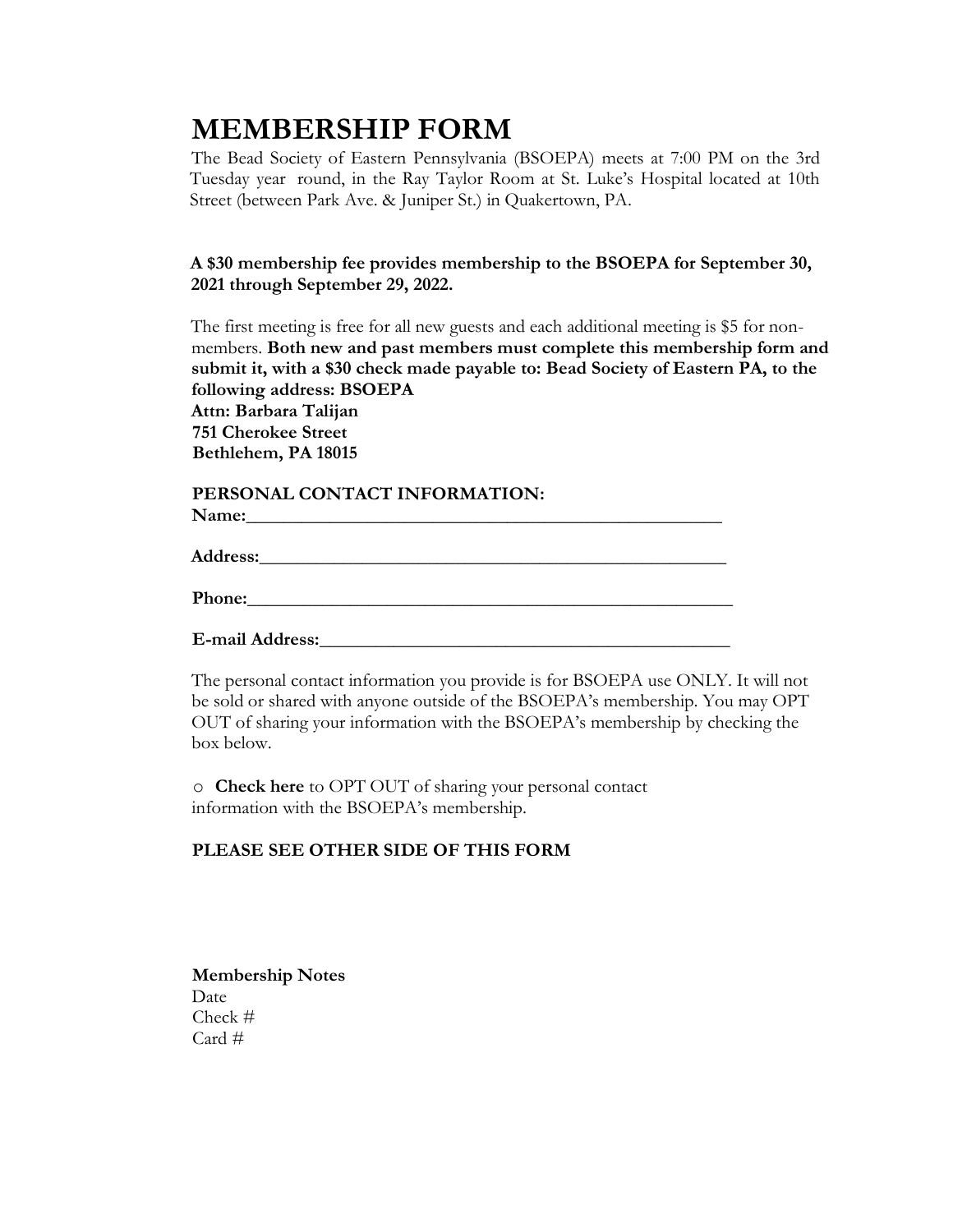# MEMBERSHIP FORM

The Bead Society of Eastern Pennsylvania (BSOEPA) meets at 7:00 PM on the 3rd Tuesday year round, in the Ray Taylor Room at St. Luke's Hospital located at 10th Street (between Park Ave. & Juniper St.) in Quakertown, PA.

**A $30 membership fee provides membership to the BSOEPA for September 30, 2021 through September 29, 2022.**

The first meeting is free for all new guests and each additional meeting is $5 for non-members. **Both new and past members must complete this membership form and submit it, with a $30 check made payable to: Bead Society of Eastern PA, to the following address: BSOEPA**
**Attn: Barbara Talijan**
**751 Cherokee Street**
**Bethlehem, PA 18015**

**PERSONAL CONTACT INFORMATION:**

**Name:**\_\_\_\_\_\_\_\_\_\_\_\_\_\_\_\_\_\_\_\_\_\_\_\_\_\_\_\_\_\_\_\_\_\_\_\_\_\_\_\_\_\_\_\_\_\_\_\_\_\_\_\_

**Address:**\_\_\_\_\_\_\_\_\_\_\_\_\_\_\_\_\_\_\_\_\_\_\_\_\_\_\_\_\_\_\_\_\_\_\_\_\_\_\_\_\_\_\_\_\_\_\_\_\_\_

**Phone:**\_\_\_\_\_\_\_\_\_\_\_\_\_\_\_\_\_\_\_\_\_\_\_\_\_\_\_\_\_\_\_\_\_\_\_\_\_\_\_\_\_\_\_\_\_\_\_\_\_\_\_\_

**E-mail Address:**\_\_\_\_\_\_\_\_\_\_\_\_\_\_\_\_\_\_\_\_\_\_\_\_\_\_\_\_\_\_\_\_\_\_\_\_\_\_\_\_\_\_\_\_

The personal contact information you provide is for BSOEPA use ONLY. It will not be sold or shared with anyone outside of the BSOEPA's membership. You may OPT OUT of sharing your information with the BSOEPA's membership by checking the box below.

o **Check here** to OPT OUT of sharing your personal contact information with the BSOEPA's membership.

**PLEASE SEE OTHER SIDE OF THIS FORM**

**Membership Notes**
Date
Check #
Card #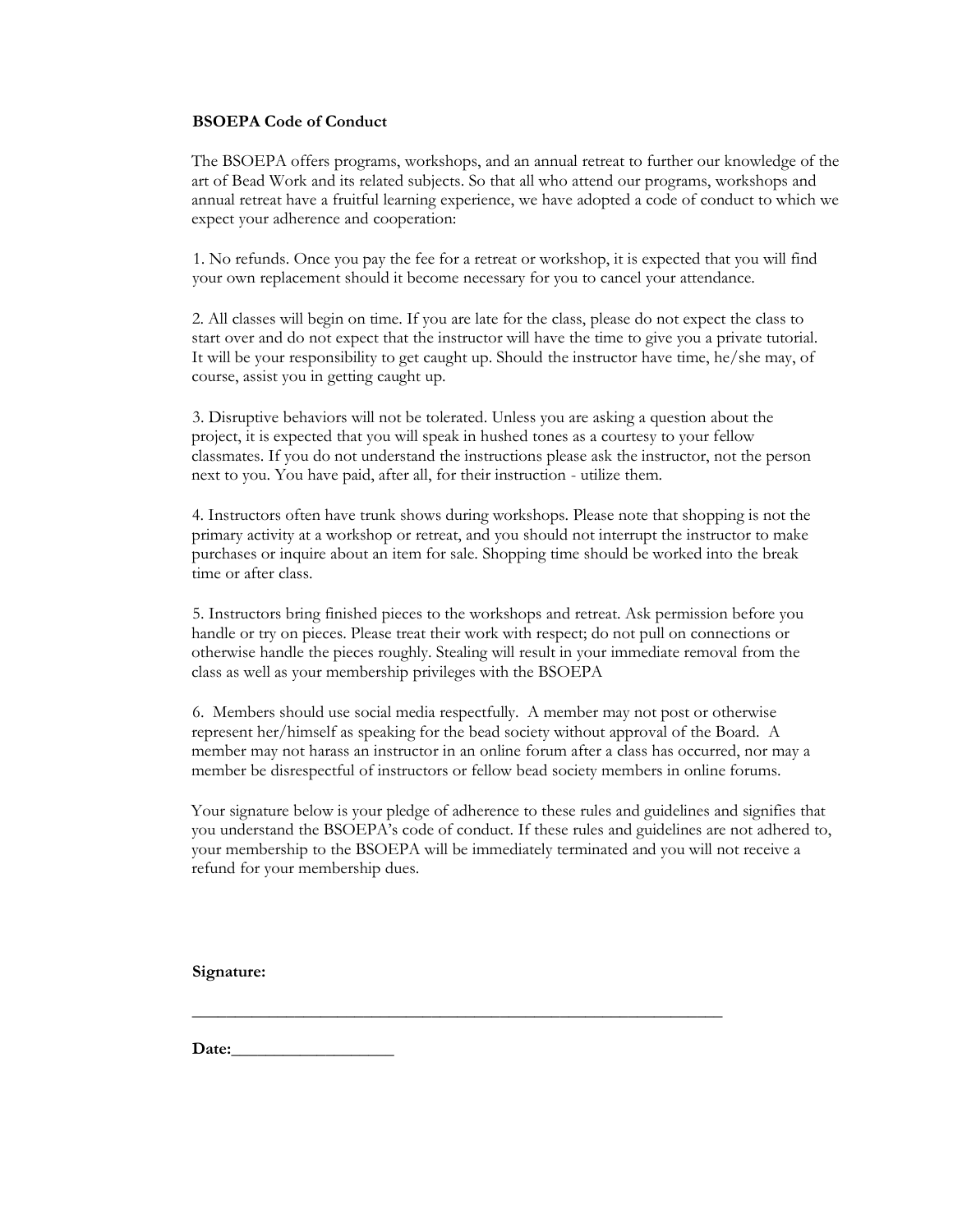**BSOEPA Code of Conduct**

The BSOEPA offers programs, workshops, and an annual retreat to further our knowledge of the art of Bead Work and its related subjects. So that all who attend our programs, workshops and annual retreat have a fruitful learning experience, we have adopted a code of conduct to which we expect your adherence and cooperation:

1. No refunds. Once you pay the fee for a retreat or workshop, it is expected that you will find your own replacement should it become necessary for you to cancel your attendance.

2. All classes will begin on time. If you are late for the class, please do not expect the class to start over and do not expect that the instructor will have the time to give you a private tutorial. It will be your responsibility to get caught up. Should the instructor have time, he/she may, of course, assist you in getting caught up.

3. Disruptive behaviors will not be tolerated. Unless you are asking a question about the project, it is expected that you will speak in hushed tones as a courtesy to your fellow classmates. If you do not understand the instructions please ask the instructor, not the person next to you. You have paid, after all, for their instruction - utilize them.

4. Instructors often have trunk shows during workshops. Please note that shopping is not the primary activity at a workshop or retreat, and you should not interrupt the instructor to make purchases or inquire about an item for sale. Shopping time should be worked into the break time or after class.

5. Instructors bring finished pieces to the workshops and retreat. Ask permission before you handle or try on pieces. Please treat their work with respect; do not pull on connections or otherwise handle the pieces roughly. Stealing will result in your immediate removal from the class as well as your membership privileges with the BSOEPA

6. Members should use social media respectfully. A member may not post or otherwise represent her/himself as speaking for the bead society without approval of the Board. A member may not harass an instructor in an online forum after a class has occurred, nor may a member be disrespectful of instructors or fellow bead society members in online forums.

Your signature below is your pledge of adherence to these rules and guidelines and signifies that you understand the BSOEPA's code of conduct. If these rules and guidelines are not adhered to, your membership to the BSOEPA will be immediately terminated and you will not receive a refund for your membership dues.

**Signature:**

_________________________________________________________________

**Date:**___________________